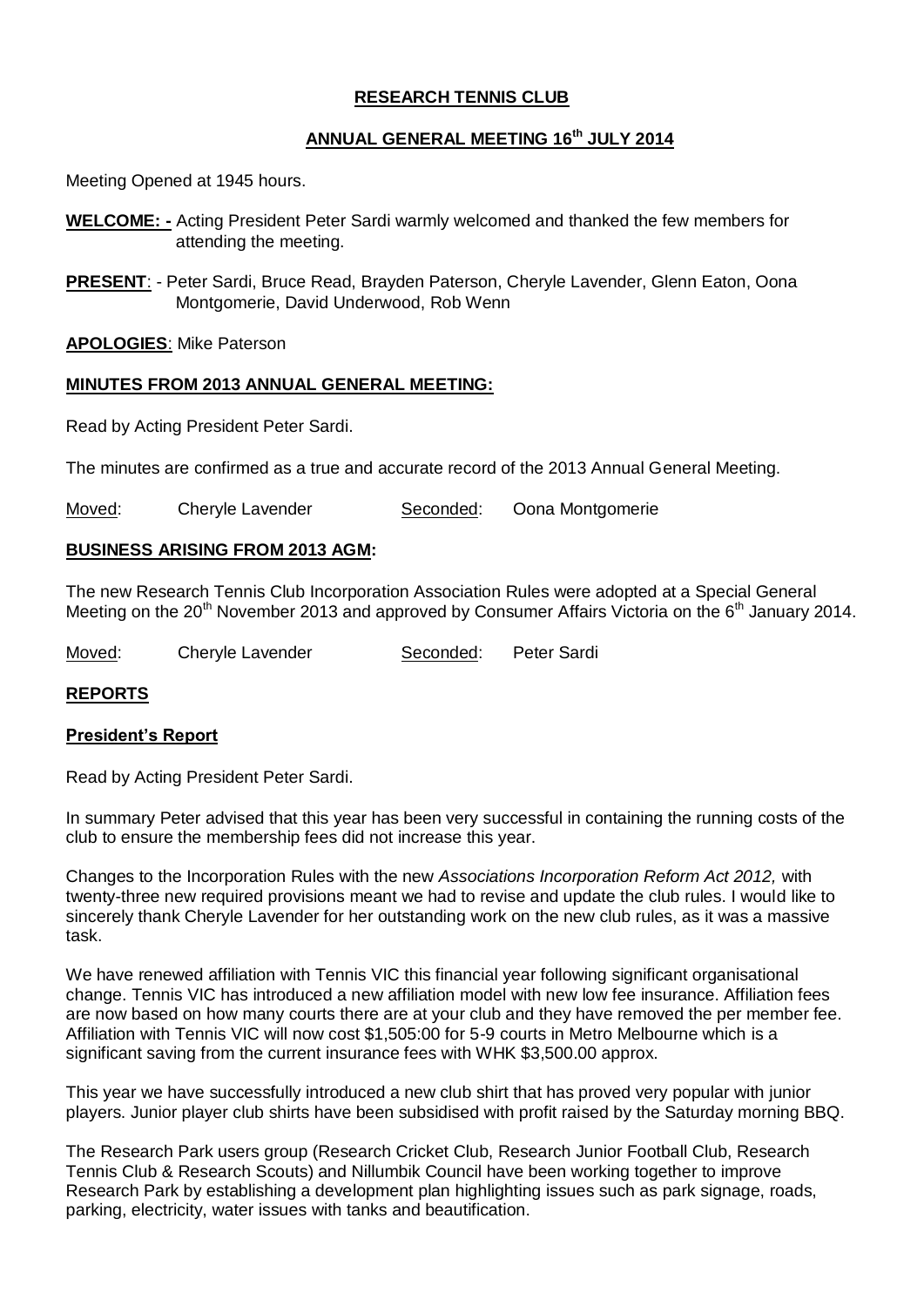# RESEARCH TENNIS CLUB

## ANNUAL GENERAL MEETING 16th JULY 2014

Meeting Opened at 1945 hours.

**WELCOME: -** Acting President Peter Sardi warmly welcomed and thanked the few members for attending the meeting.

**PRESENT**: - Peter Sardi, Bruce Read, Brayden Paterson, Cheryle Lavender, Glenn Eaton, Oona Montgomerie, David Underwood, Rob Wenn

**APOLOGIES**: Mike Paterson

### MINUTES FROM 2013 ANNUAL GENERAL MEETING:

Read by Acting President Peter Sardi.

The minutes are confirmed as a true and accurate record of the 2013 Annual General Meeting.

Moved: Cheryle Lavender Seconded: Oona Montgomerie

### BUSINESS ARISING FROM 2013 AGM:

The new Research Tennis Club Incorporation Association Rules were adopted at a Special General Meeting on the 20th November 2013 and approved by Consumer Affairs Victoria on the 6th January 2014.

Moved: Cheryle Lavender Seconded: Peter Sardi

### REPORTS

#### President's Report

Read by Acting President Peter Sardi.

In summary Peter advised that this year has been very successful in containing the running costs of the club to ensure the membership fees did not increase this year.

Changes to the Incorporation Rules with the new *Associations Incorporation Reform Act 2012,* with twenty-three new required provisions meant we had to revise and update the club rules. I would like to sincerely thank Cheryle Lavender for her outstanding work on the new club rules, as it was a massive task.

We have renewed affiliation with Tennis VIC this financial year following significant organisational change. Tennis VIC has introduced a new affiliation model with new low fee insurance. Affiliation fees are now based on how many courts there are at your club and they have removed the per member fee. Affiliation with Tennis VIC will now cost $1,505:00 for 5-9 courts in Metro Melbourne which is a significant saving from the current insurance fees with WHK $3,500.00 approx.

This year we have successfully introduced a new club shirt that has proved very popular with junior players. Junior player club shirts have been subsidised with profit raised by the Saturday morning BBQ.

The Research Park users group (Research Cricket Club, Research Junior Football Club, Research Tennis Club & Research Scouts) and Nillumbik Council have been working together to improve Research Park by establishing a development plan highlighting issues such as park signage, roads, parking, electricity, water issues with tanks and beautification.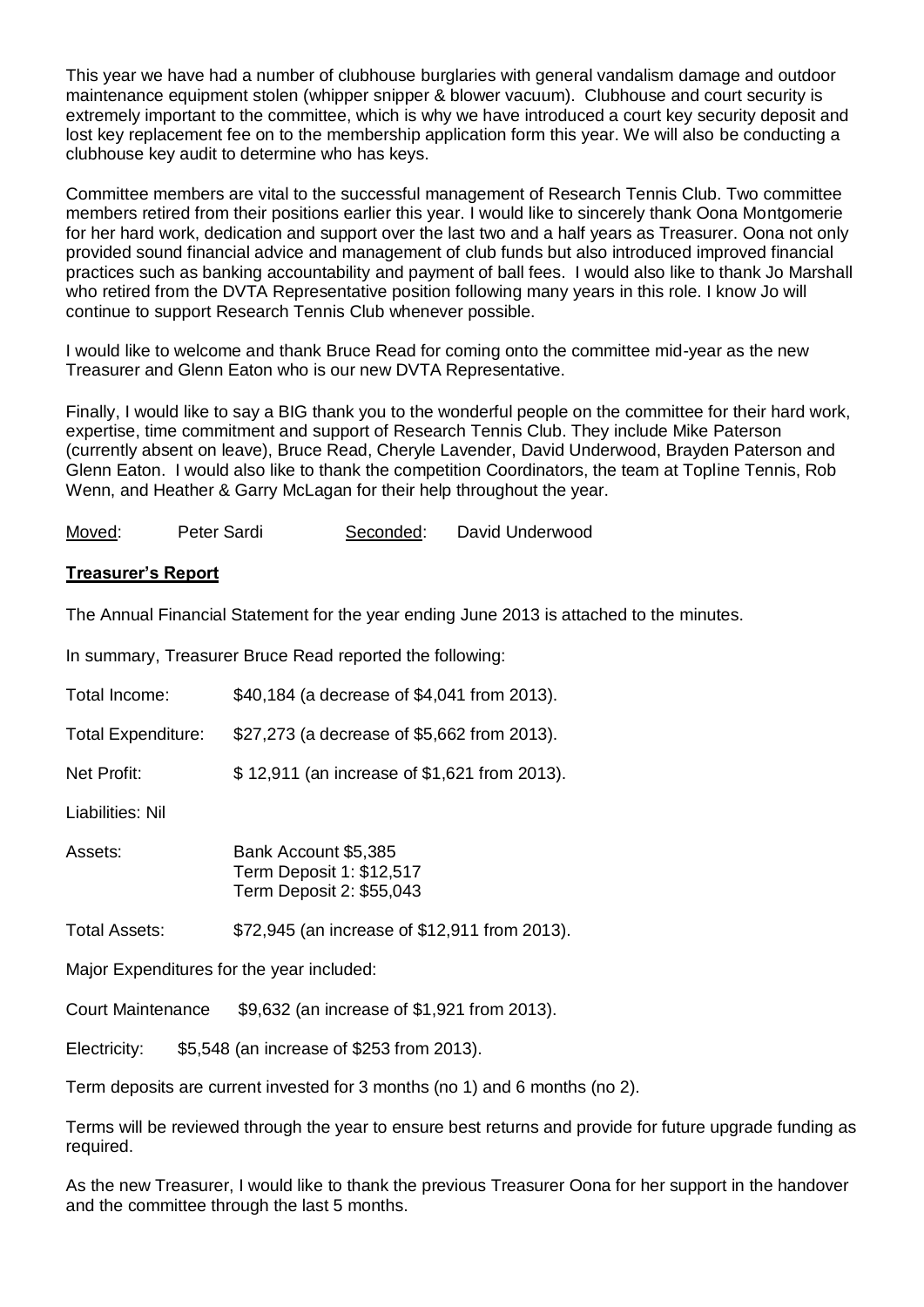This year we have had a number of clubhouse burglaries with general vandalism damage and outdoor maintenance equipment stolen (whipper snipper & blower vacuum). Clubhouse and court security is extremely important to the committee, which is why we have introduced a court key security deposit and lost key replacement fee on to the membership application form this year. We will also be conducting a clubhouse key audit to determine who has keys.

Committee members are vital to the successful management of Research Tennis Club. Two committee members retired from their positions earlier this year. I would like to sincerely thank Oona Montgomerie for her hard work, dedication and support over the last two and a half years as Treasurer. Oona not only provided sound financial advice and management of club funds but also introduced improved financial practices such as banking accountability and payment of ball fees. I would also like to thank Jo Marshall who retired from the DVTA Representative position following many years in this role. I know Jo will continue to support Research Tennis Club whenever possible.

I would like to welcome and thank Bruce Read for coming onto the committee mid-year as the new Treasurer and Glenn Eaton who is our new DVTA Representative.

Finally, I would like to say a BIG thank you to the wonderful people on the committee for their hard work, expertise, time commitment and support of Research Tennis Club. They include Mike Paterson (currently absent on leave), Bruce Read, Cheryle Lavender, David Underwood, Brayden Paterson and Glenn Eaton. I would also like to thank the competition Coordinators, the team at Topline Tennis, Rob Wenn, and Heather & Garry McLagan for their help throughout the year.

Moved: Peter Sardi Seconded: David Underwood

## Treasurer's Report

The Annual Financial Statement for the year ending June 2013 is attached to the minutes.

In summary, Treasurer Bruce Read reported the following:

Total Income: $40,184 (a decrease of $4,041 from 2013).

Total Expenditure: $27,273 (a decrease of $5,662 from 2013).

Net Profit: $ 12,911 (an increase of $1,621 from 2013).

Liabilities: Nil

Assets: Bank Account $5,385
Term Deposit 1: $12,517
Term Deposit 2: $55,043

Total Assets: $72,945 (an increase of $12,911 from 2013).

Major Expenditures for the year included:

Court Maintenance $9,632 (an increase of $1,921 from 2013).

Electricity: $5,548 (an increase of $253 from 2013).

Term deposits are current invested for 3 months (no 1) and 6 months (no 2).

Terms will be reviewed through the year to ensure best returns and provide for future upgrade funding as required.

As the new Treasurer, I would like to thank the previous Treasurer Oona for her support in the handover and the committee through the last 5 months.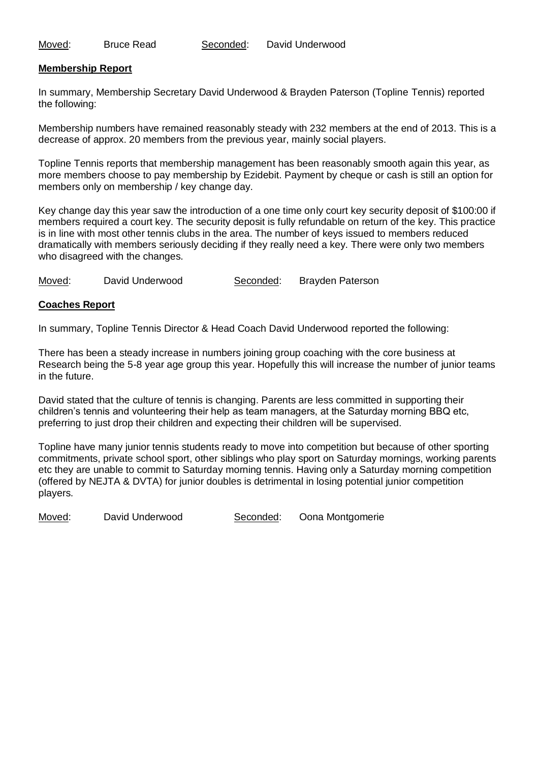Moved: Bruce Read Seconded: David Underwood

**Membership Report**

In summary, Membership Secretary David Underwood & Brayden Paterson (Topline Tennis) reported the following:

Membership numbers have remained reasonably steady with 232 members at the end of 2013. This is a decrease of approx. 20 members from the previous year, mainly social players.

Topline Tennis reports that membership management has been reasonably smooth again this year, as more members choose to pay membership by Ezidebit. Payment by cheque or cash is still an option for members only on membership / key change day.

Key change day this year saw the introduction of a one time only court key security deposit of $100:00 if members required a court key. The security deposit is fully refundable on return of the key. This practice is in line with most other tennis clubs in the area. The number of keys issued to members reduced dramatically with members seriously deciding if they really need a key. There were only two members who disagreed with the changes.

Moved: David Underwood Seconded: Brayden Paterson

**Coaches Report**

In summary, Topline Tennis Director & Head Coach David Underwood reported the following:

There has been a steady increase in numbers joining group coaching with the core business at Research being the 5-8 year age group this year. Hopefully this will increase the number of junior teams in the future.

David stated that the culture of tennis is changing. Parents are less committed in supporting their children's tennis and volunteering their help as team managers, at the Saturday morning BBQ etc, preferring to just drop their children and expecting their children will be supervised.

Topline have many junior tennis students ready to move into competition but because of other sporting commitments, private school sport, other siblings who play sport on Saturday mornings, working parents etc they are unable to commit to Saturday morning tennis. Having only a Saturday morning competition (offered by NEJTA & DVTA) for junior doubles is detrimental in losing potential junior competition players.

Moved: David Underwood Seconded: Oona Montgomerie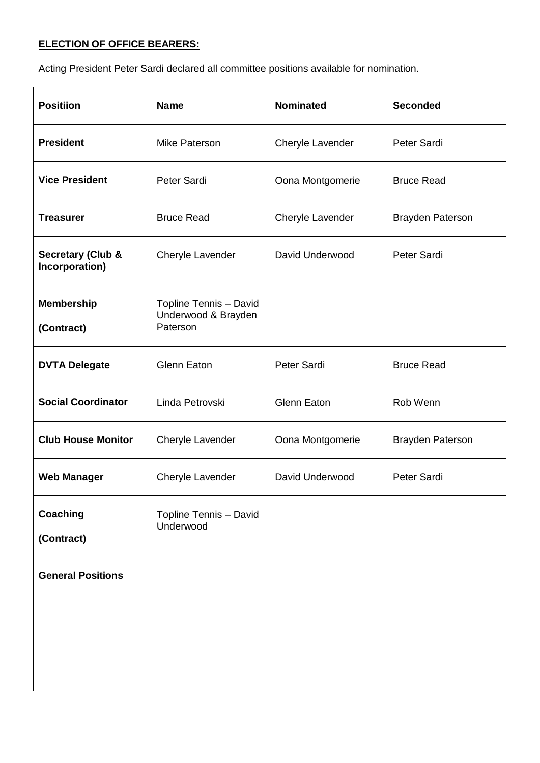**ELECTION OF OFFICE BEARERS:**

Acting President Peter Sardi declared all committee positions available for nomination.

| Positiion | Name | Nominated | Seconded |
|---|---|---|---|
| **President** | Mike Paterson | Cheryle Lavender | Peter Sardi |
| **Vice President** | Peter Sardi | Oona Montgomerie | Bruce Read |
| **Treasurer** | Bruce Read | Cheryle Lavender | Brayden Paterson |
| **Secretary (Club & Incorporation)** | Cheryle Lavender | David Underwood | Peter Sardi |
| **Membership (Contract)** | Topline Tennis – David Underwood & Brayden Paterson | | |
| **DVTA Delegate** | Glenn Eaton | Peter Sardi | Bruce Read |
| **Social Coordinator** | Linda Petrovski | Glenn Eaton | Rob Wenn |
| **Club House Monitor** | Cheryle Lavender | Oona Montgomerie | Brayden Paterson |
| **Web Manager** | Cheryle Lavender | David Underwood | Peter Sardi |
| **Coaching (Contract)** | Topline Tennis – David Underwood | | |
| **General Positions** | | | |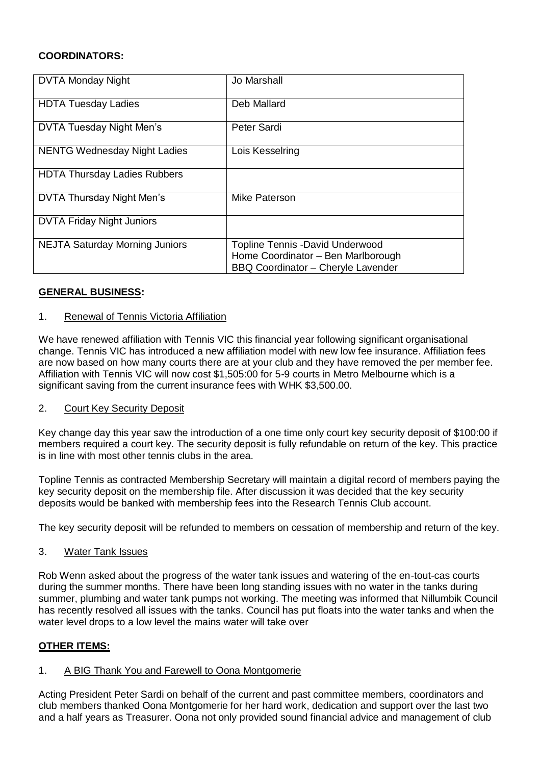**COORDINATORS:**

| | |
|---|---|
| DVTA Monday Night | Jo Marshall |
| HDTA Tuesday Ladies | Deb Mallard |
| DVTA Tuesday Night Men's | Peter Sardi |
| NENTG Wednesday Night Ladies | Lois Kesselring |
| HDTA Thursday Ladies Rubbers | |
| DVTA Thursday Night Men's | Mike Paterson |
| DVTA Friday Night Juniors | |
| NEJTA Saturday Morning Juniors | Topline Tennis -David Underwood<br>Home Coordinator – Ben Marlborough<br>BBQ Coordinator – Cheryle Lavender |

## GENERAL BUSINESS:

1. Renewal of Tennis Victoria Affiliation

We have renewed affiliation with Tennis VIC this financial year following significant organisational change. Tennis VIC has introduced a new affiliation model with new low fee insurance. Affiliation fees are now based on how many courts there are at your club and they have removed the per member fee. Affiliation with Tennis VIC will now cost $1,505:00 for 5-9 courts in Metro Melbourne which is a significant saving from the current insurance fees with WHK $3,500.00.

2. Court Key Security Deposit

Key change day this year saw the introduction of a one time only court key security deposit of $100:00 if members required a court key. The security deposit is fully refundable on return of the key. This practice is in line with most other tennis clubs in the area.

Topline Tennis as contracted Membership Secretary will maintain a digital record of members paying the key security deposit on the membership file. After discussion it was decided that the key security deposits would be banked with membership fees into the Research Tennis Club account.

The key security deposit will be refunded to members on cessation of membership and return of the key.

3. Water Tank Issues

Rob Wenn asked about the progress of the water tank issues and watering of the en-tout-cas courts during the summer months. There have been long standing issues with no water in the tanks during summer, plumbing and water tank pumps not working. The meeting was informed that Nillumbik Council has recently resolved all issues with the tanks. Council has put floats into the water tanks and when the water level drops to a low level the mains water will take over

## OTHER ITEMS:

1. A BIG Thank You and Farewell to Oona Montgomerie

Acting President Peter Sardi on behalf of the current and past committee members, coordinators and club members thanked Oona Montgomerie for her hard work, dedication and support over the last two and a half years as Treasurer. Oona not only provided sound financial advice and management of club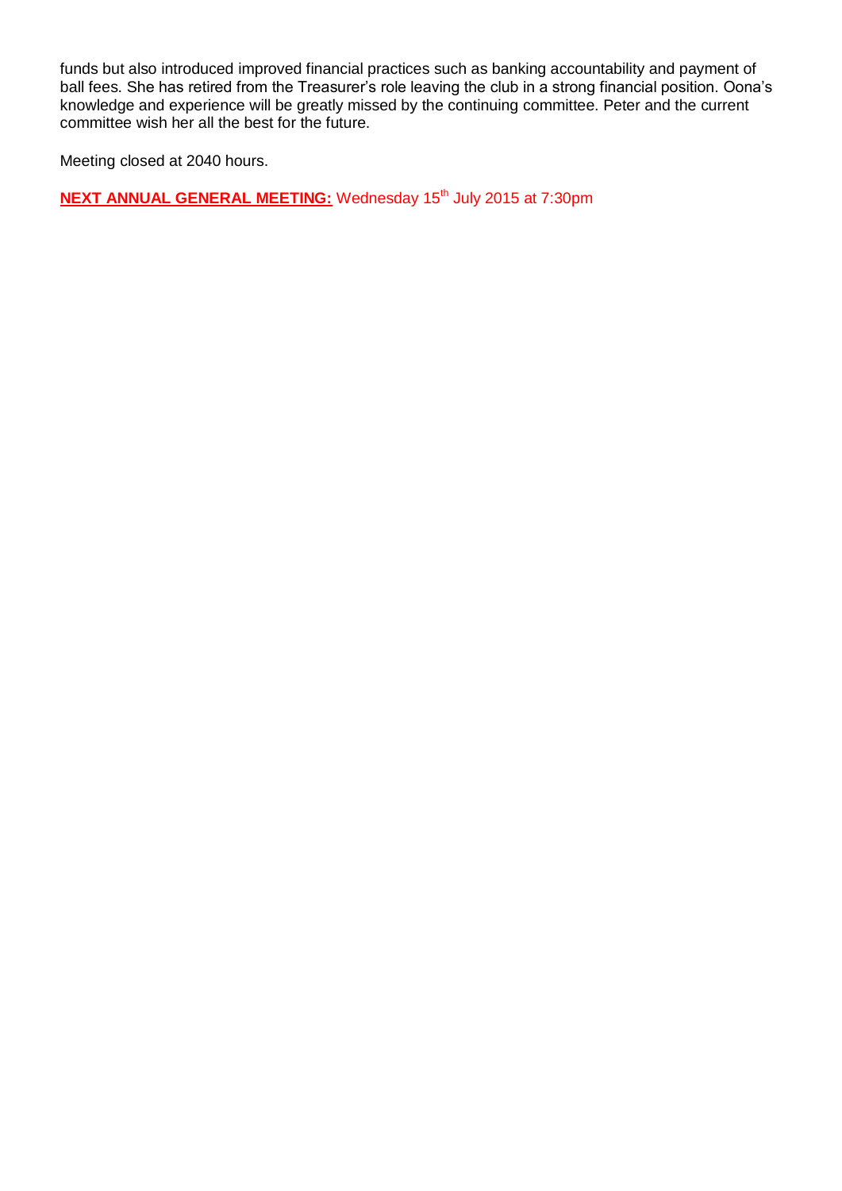funds but also introduced improved financial practices such as banking accountability and payment of ball fees. She has retired from the Treasurer's role leaving the club in a strong financial position. Oona's knowledge and experience will be greatly missed by the continuing committee. Peter and the current committee wish her all the best for the future.

Meeting closed at 2040 hours.

**NEXT ANNUAL GENERAL MEETING:** Wednesday 15th July 2015 at 7:30pm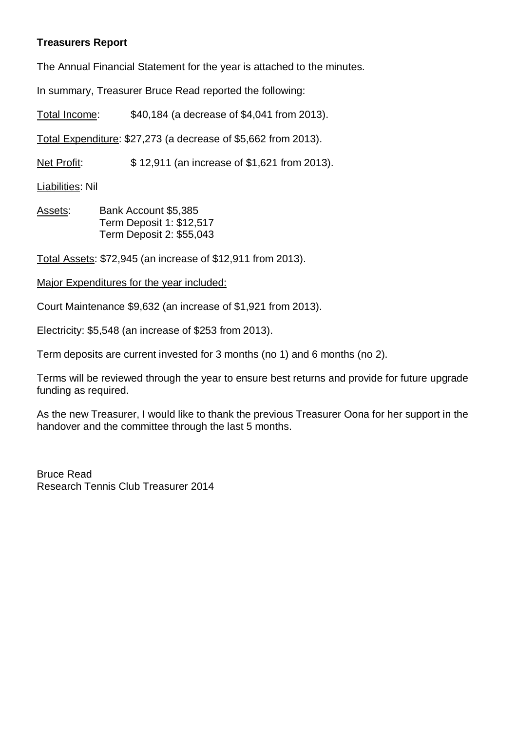**Treasurers Report**

The Annual Financial Statement for the year is attached to the minutes.

In summary, Treasurer Bruce Read reported the following:

Total Income: $40,184 (a decrease of $4,041 from 2013).

Total Expenditure: $27,273 (a decrease of $5,662 from 2013).

Net Profit: $ 12,911 (an increase of $1,621 from 2013).

Liabilities: Nil

Assets: Bank Account $5,385
Term Deposit 1: $12,517
Term Deposit 2: $55,043

Total Assets: $72,945 (an increase of $12,911 from 2013).

Major Expenditures for the year included:

Court Maintenance $9,632 (an increase of $1,921 from 2013).

Electricity: $5,548 (an increase of $253 from 2013).

Term deposits are current invested for 3 months (no 1) and 6 months (no 2).

Terms will be reviewed through the year to ensure best returns and provide for future upgrade funding as required.

As the new Treasurer, I would like to thank the previous Treasurer Oona for her support in the handover and the committee through the last 5 months.

Bruce Read
Research Tennis Club Treasurer 2014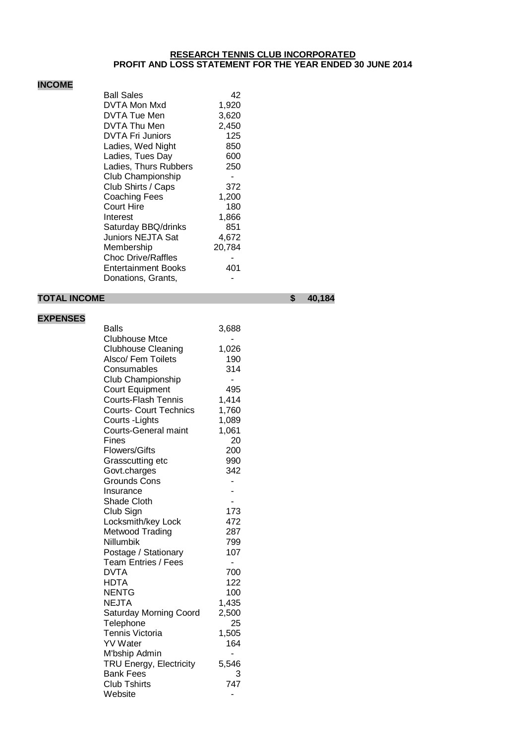**RESEARCH TENNIS CLUB INCORPORATED**
**PROFIT AND LOSS STATEMENT FOR THE YEAR ENDED 30 JUNE 2014**

**INCOME**

| Item | Amount |
|---|---|
| Ball Sales | 42 |
| DVTA Mon Mxd | 1,920 |
| DVTA Tue Men | 3,620 |
| DVTA Thu Men | 2,450 |
| DVTA Fri Juniors | 125 |
| Ladies, Wed Night | 850 |
| Ladies, Tues Day | 600 |
| Ladies, Thurs Rubbers | 250 |
| Club Championship | - |
| Club Shirts / Caps | 372 |
| Coaching Fees | 1,200 |
| Court Hire | 180 |
| Interest | 1,866 |
| Saturday BBQ/drinks | 851 |
| Juniors NEJTA Sat | 4,672 |
| Membership | 20,784 |
| Choc Drive/Raffles | - |
| Entertainment Books | 401 |
| Donations, Grants, | - |

**TOTAL INCOME** **$ 40,184**

**EXPENSES**

| Item | Amount |
|---|---|
| Balls | 3,688 |
| Clubhouse Mtce | - |
| Clubhouse Cleaning | 1,026 |
| Alsco/ Fem Toilets | 190 |
| Consumables | 314 |
| Club Championship | - |
| Court Equipment | 495 |
| Courts-Flash Tennis | 1,414 |
| Courts- Court Technics | 1,760 |
| Courts -Lights | 1,089 |
| Courts-General maint | 1,061 |
| Fines | 20 |
| Flowers/Gifts | 200 |
| Grasscutting etc | 990 |
| Govt.charges | 342 |
| Grounds Cons | - |
| Insurance | - |
| Shade Cloth | - |
| Club Sign | 173 |
| Locksmith/key Lock | 472 |
| Metwood Trading | 287 |
| Nillumbik | 799 |
| Postage / Stationary | 107 |
| Team Entries / Fees | - |
| DVTA | 700 |
| HDTA | 122 |
| NENTG | 100 |
| NEJTA | 1,435 |
| Saturday Morning Coord | 2,500 |
| Telephone | 25 |
| Tennis Victoria | 1,505 |
| YV Water | 164 |
| M'bship Admin | - |
| TRU Energy, Electricity | 5,546 |
| Bank Fees | 3 |
| Club Tshirts | 747 |
| Website | - |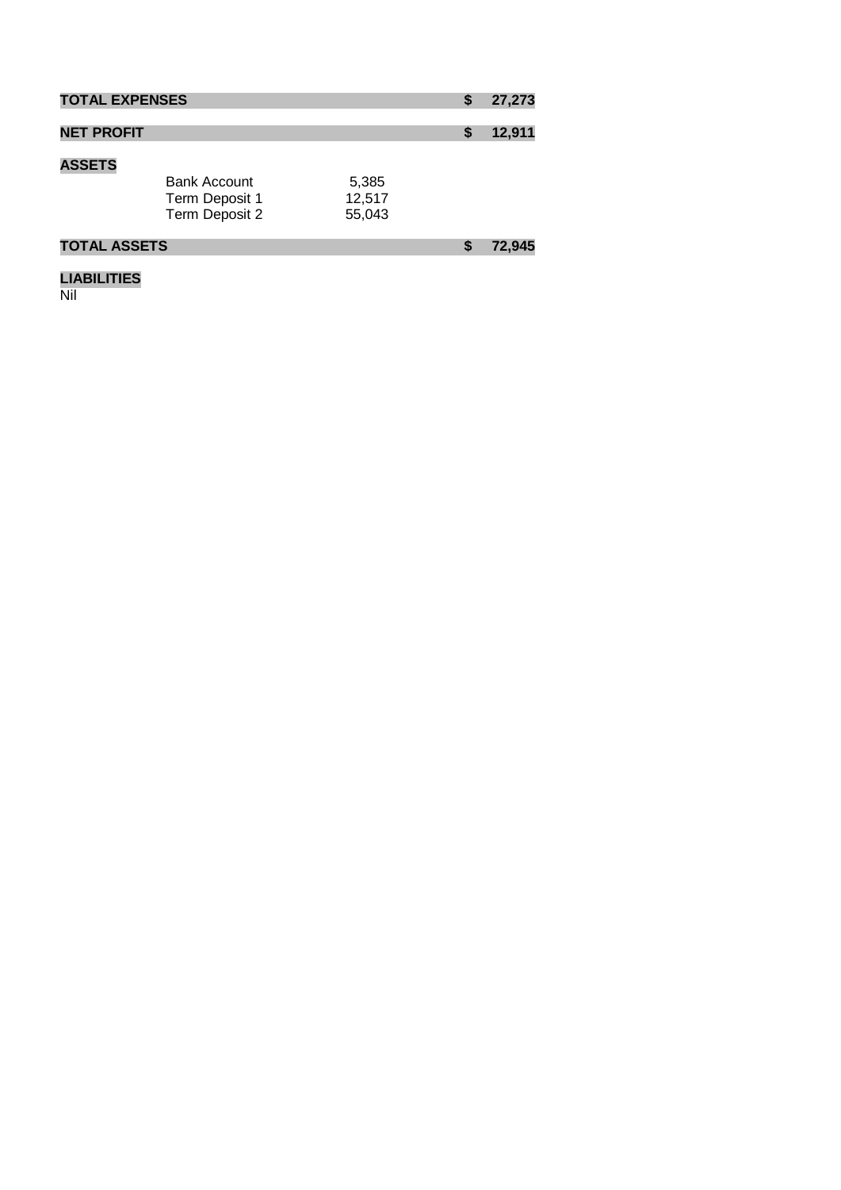| | | | |
|---|---|---|---|
| **TOTAL EXPENSES** | | **$** | **27,273** |
| **NET PROFIT** | | **$** | **12,911** |
| **ASSETS** | | | |
| Bank Account | 5,385 | | |
| Term Deposit 1 | 12,517 | | |
| Term Deposit 2 | 55,043 | | |
| **TOTAL ASSETS** | | **$** | **72,945** |

**LIABILITIES**

Nil